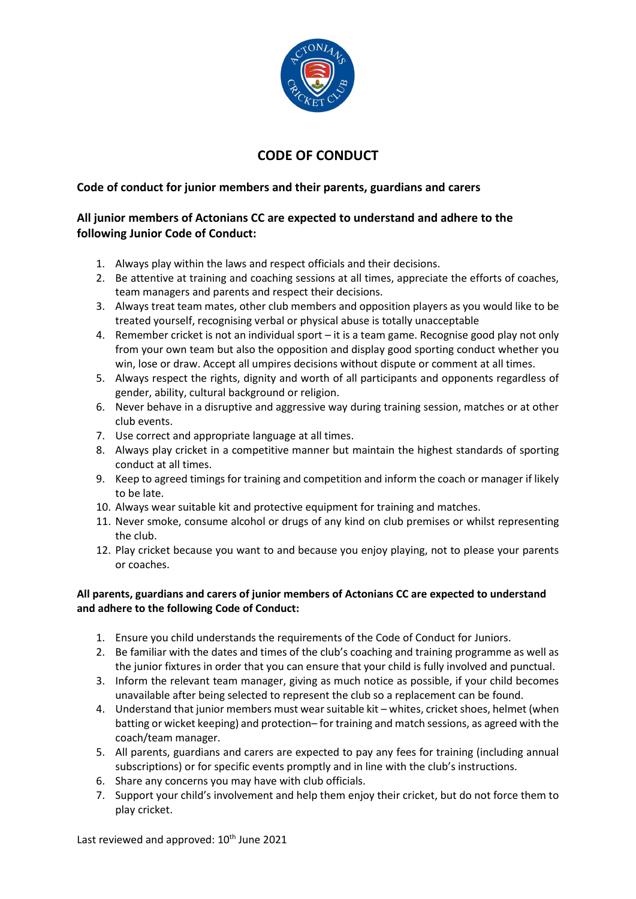# CODE OF CONDUCT

**Code of conduct for junior members and their parents, guardians and carers**

**All junior members of Actonians CC are expected to understand and adhere to the following Junior Code of Conduct:**

1. Always play within the laws and respect officials and their decisions.
2. Be attentive at training and coaching sessions at all times, appreciate the efforts of coaches, team managers and parents and respect their decisions.
3. Always treat team mates, other club members and opposition players as you would like to be treated yourself, recognising verbal or physical abuse is totally unacceptable
4. Remember cricket is not an individual sport – it is a team game. Recognise good play not only from your own team but also the opposition and display good sporting conduct whether you win, lose or draw. Accept all umpires decisions without dispute or comment at all times.
5. Always respect the rights, dignity and worth of all participants and opponents regardless of gender, ability, cultural background or religion.
6. Never behave in a disruptive and aggressive way during training session, matches or at other club events.
7. Use correct and appropriate language at all times.
8. Always play cricket in a competitive manner but maintain the highest standards of sporting conduct at all times.
9. Keep to agreed timings for training and competition and inform the coach or manager if likely to be late.
10. Always wear suitable kit and protective equipment for training and matches.
11. Never smoke, consume alcohol or drugs of any kind on club premises or whilst representing the club.
12. Play cricket because you want to and because you enjoy playing, not to please your parents or coaches.

**All parents, guardians and carers of junior members of Actonians CC are expected to understand and adhere to the following Code of Conduct:**

1. Ensure you child understands the requirements of the Code of Conduct for Juniors.
2. Be familiar with the dates and times of the club's coaching and training programme as well as the junior fixtures in order that you can ensure that your child is fully involved and punctual.
3. Inform the relevant team manager, giving as much notice as possible, if your child becomes unavailable after being selected to represent the club so a replacement can be found.
4. Understand that junior members must wear suitable kit – whites, cricket shoes, helmet (when batting or wicket keeping) and protection– for training and match sessions, as agreed with the coach/team manager.
5. All parents, guardians and carers are expected to pay any fees for training (including annual subscriptions) or for specific events promptly and in line with the club's instructions.
6. Share any concerns you may have with club officials.
7. Support your child's involvement and help them enjoy their cricket, but do not force them to play cricket.

Last reviewed and approved: 10th June 2021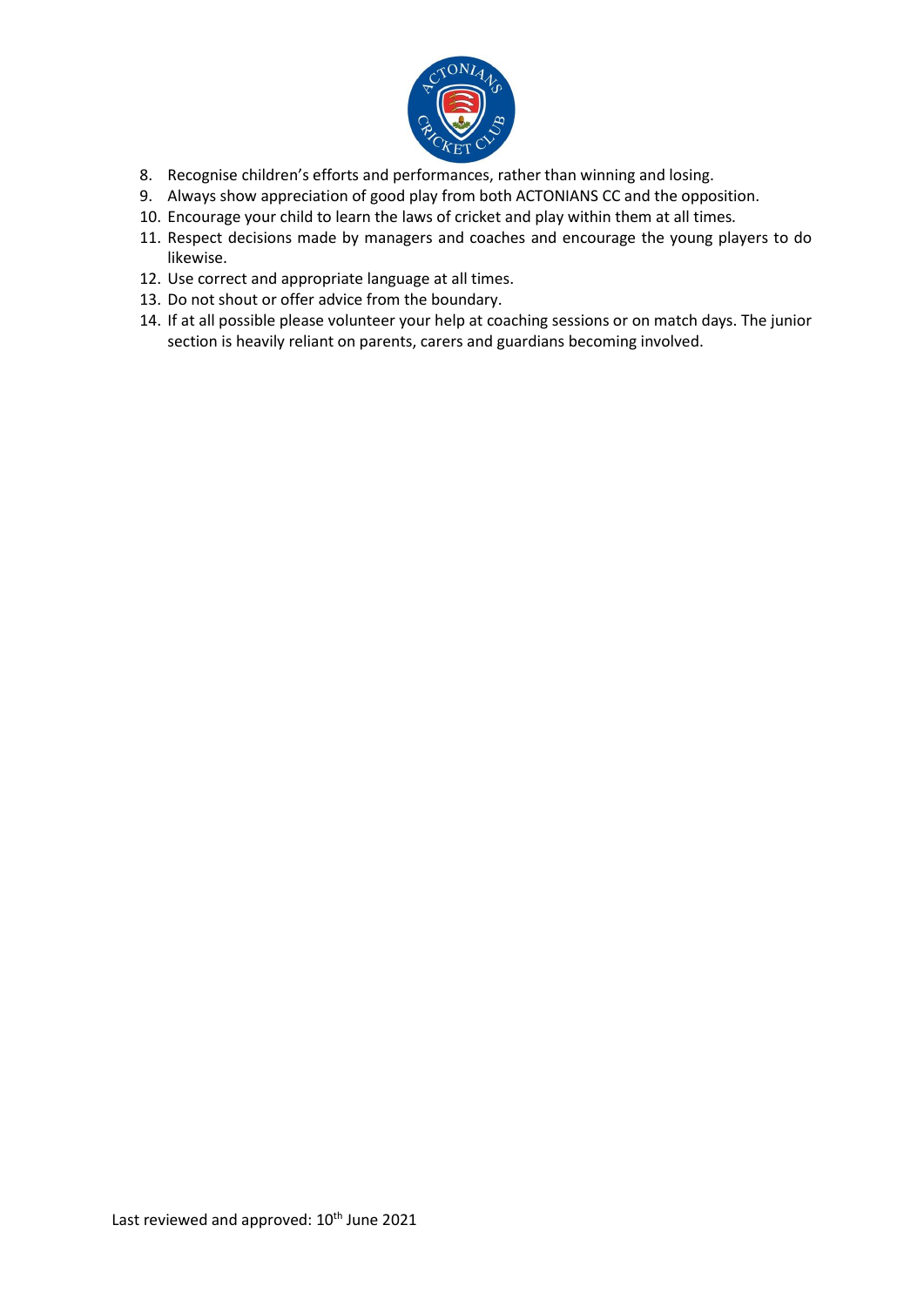8. Recognise children's efforts and performances, rather than winning and losing.
9. Always show appreciation of good play from both ACTONIANS CC and the opposition.
10. Encourage your child to learn the laws of cricket and play within them at all times.
11. Respect decisions made by managers and coaches and encourage the young players to do likewise.
12. Use correct and appropriate language at all times.
13. Do not shout or offer advice from the boundary.
14. If at all possible please volunteer your help at coaching sessions or on match days. The junior section is heavily reliant on parents, carers and guardians becoming involved.

Last reviewed and approved: 10th June 2021